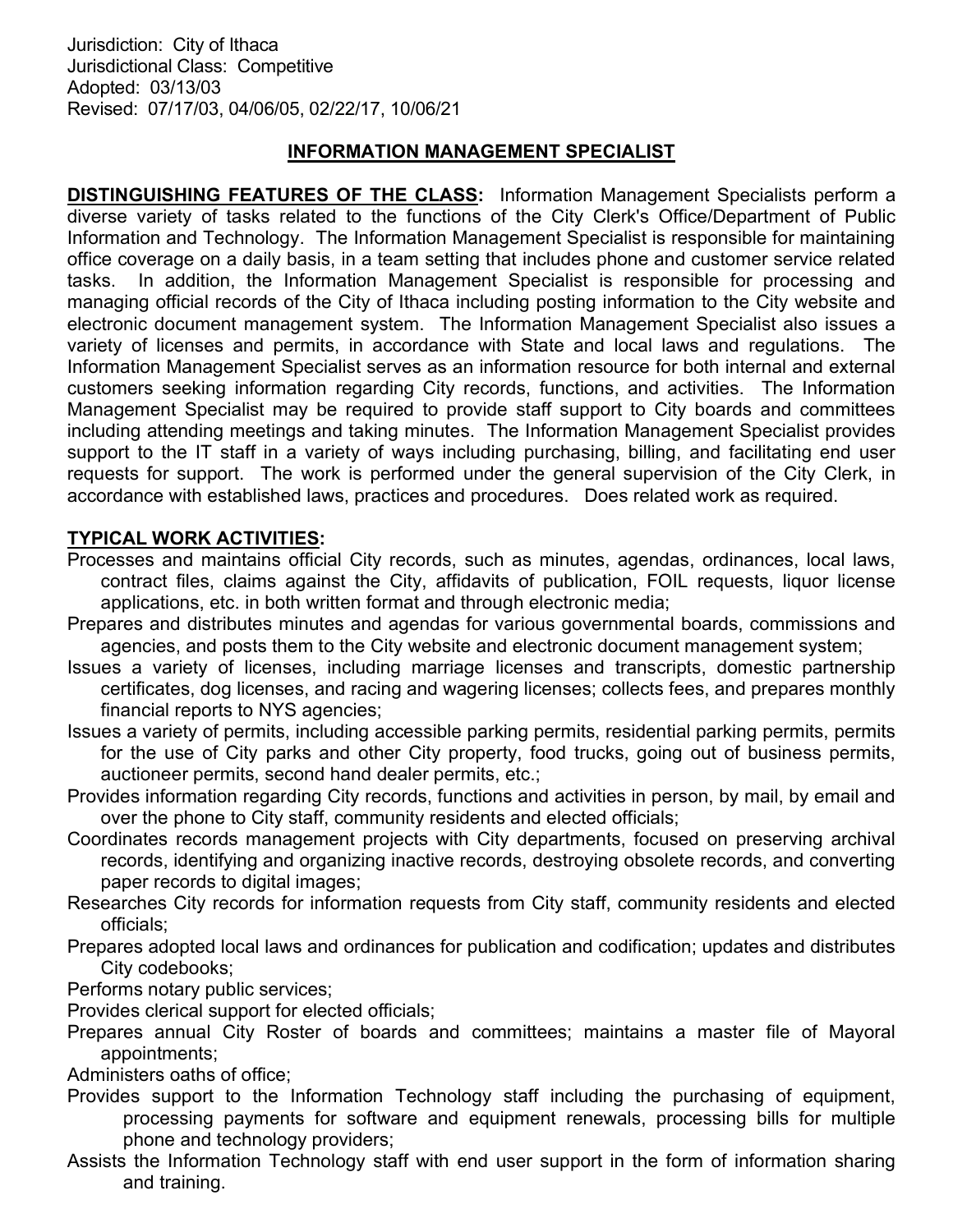Jurisdiction: City of Ithaca
Jurisdictional Class: Competitive
Adopted: 03/13/03
Revised: 07/17/03, 04/06/05, 02/22/17, 10/06/21

# INFORMATION MANAGEMENT SPECIALIST

**DISTINGUISHING FEATURES OF THE CLASS:** Information Management Specialists perform a diverse variety of tasks related to the functions of the City Clerk's Office/Department of Public Information and Technology. The Information Management Specialist is responsible for maintaining office coverage on a daily basis, in a team setting that includes phone and customer service related tasks. In addition, the Information Management Specialist is responsible for processing and managing official records of the City of Ithaca including posting information to the City website and electronic document management system. The Information Management Specialist also issues a variety of licenses and permits, in accordance with State and local laws and regulations. The Information Management Specialist serves as an information resource for both internal and external customers seeking information regarding City records, functions, and activities. The Information Management Specialist may be required to provide staff support to City boards and committees including attending meetings and taking minutes. The Information Management Specialist provides support to the IT staff in a variety of ways including purchasing, billing, and facilitating end user requests for support. The work is performed under the general supervision of the City Clerk, in accordance with established laws, practices and procedures. Does related work as required.

**TYPICAL WORK ACTIVITIES:**

Processes and maintains official City records, such as minutes, agendas, ordinances, local laws, contract files, claims against the City, affidavits of publication, FOIL requests, liquor license applications, etc. in both written format and through electronic media;

Prepares and distributes minutes and agendas for various governmental boards, commissions and agencies, and posts them to the City website and electronic document management system;

Issues a variety of licenses, including marriage licenses and transcripts, domestic partnership certificates, dog licenses, and racing and wagering licenses; collects fees, and prepares monthly financial reports to NYS agencies;

Issues a variety of permits, including accessible parking permits, residential parking permits, permits for the use of City parks and other City property, food trucks, going out of business permits, auctioneer permits, second hand dealer permits, etc.;

Provides information regarding City records, functions and activities in person, by mail, by email and over the phone to City staff, community residents and elected officials;

Coordinates records management projects with City departments, focused on preserving archival records, identifying and organizing inactive records, destroying obsolete records, and converting paper records to digital images;

Researches City records for information requests from City staff, community residents and elected officials;

Prepares adopted local laws and ordinances for publication and codification; updates and distributes City codebooks;

Performs notary public services;

Provides clerical support for elected officials;

Prepares annual City Roster of boards and committees; maintains a master file of Mayoral appointments;

Administers oaths of office;

Provides support to the Information Technology staff including the purchasing of equipment, processing payments for software and equipment renewals, processing bills for multiple phone and technology providers;

Assists the Information Technology staff with end user support in the form of information sharing and training.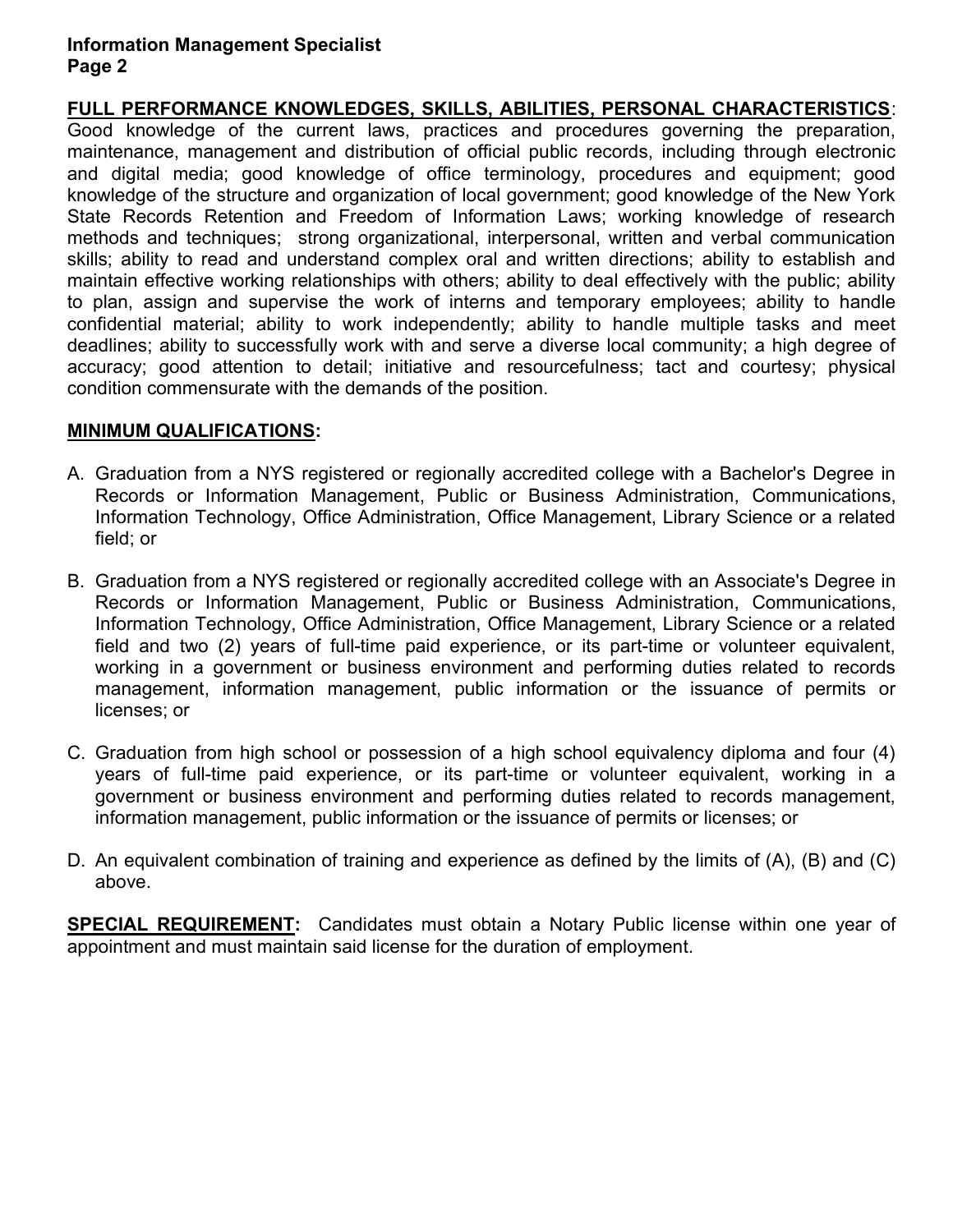**FULL PERFORMANCE KNOWLEDGES, SKILLS, ABILITIES, PERSONAL CHARACTERISTICS**: Good knowledge of the current laws, practices and procedures governing the preparation, maintenance, management and distribution of official public records, including through electronic and digital media; good knowledge of office terminology, procedures and equipment; good knowledge of the structure and organization of local government; good knowledge of the New York State Records Retention and Freedom of Information Laws; working knowledge of research methods and techniques; strong organizational, interpersonal, written and verbal communication skills; ability to read and understand complex oral and written directions; ability to establish and maintain effective working relationships with others; ability to deal effectively with the public; ability to plan, assign and supervise the work of interns and temporary employees; ability to handle confidential material; ability to work independently; ability to handle multiple tasks and meet deadlines; ability to successfully work with and serve a diverse local community; a high degree of accuracy; good attention to detail; initiative and resourcefulness; tact and courtesy; physical condition commensurate with the demands of the position.

**MINIMUM QUALIFICATIONS:**

A. Graduation from a NYS registered or regionally accredited college with a Bachelor's Degree in Records or Information Management, Public or Business Administration, Communications, Information Technology, Office Administration, Office Management, Library Science or a related field; or

B. Graduation from a NYS registered or regionally accredited college with an Associate's Degree in Records or Information Management, Public or Business Administration, Communications, Information Technology, Office Administration, Office Management, Library Science or a related field and two (2) years of full-time paid experience, or its part-time or volunteer equivalent, working in a government or business environment and performing duties related to records management, information management, public information or the issuance of permits or licenses; or

C. Graduation from high school or possession of a high school equivalency diploma and four (4) years of full-time paid experience, or its part-time or volunteer equivalent, working in a government or business environment and performing duties related to records management, information management, public information or the issuance of permits or licenses; or

D. An equivalent combination of training and experience as defined by the limits of (A), (B) and (C) above.

**SPECIAL REQUIREMENT:** Candidates must obtain a Notary Public license within one year of appointment and must maintain said license for the duration of employment.